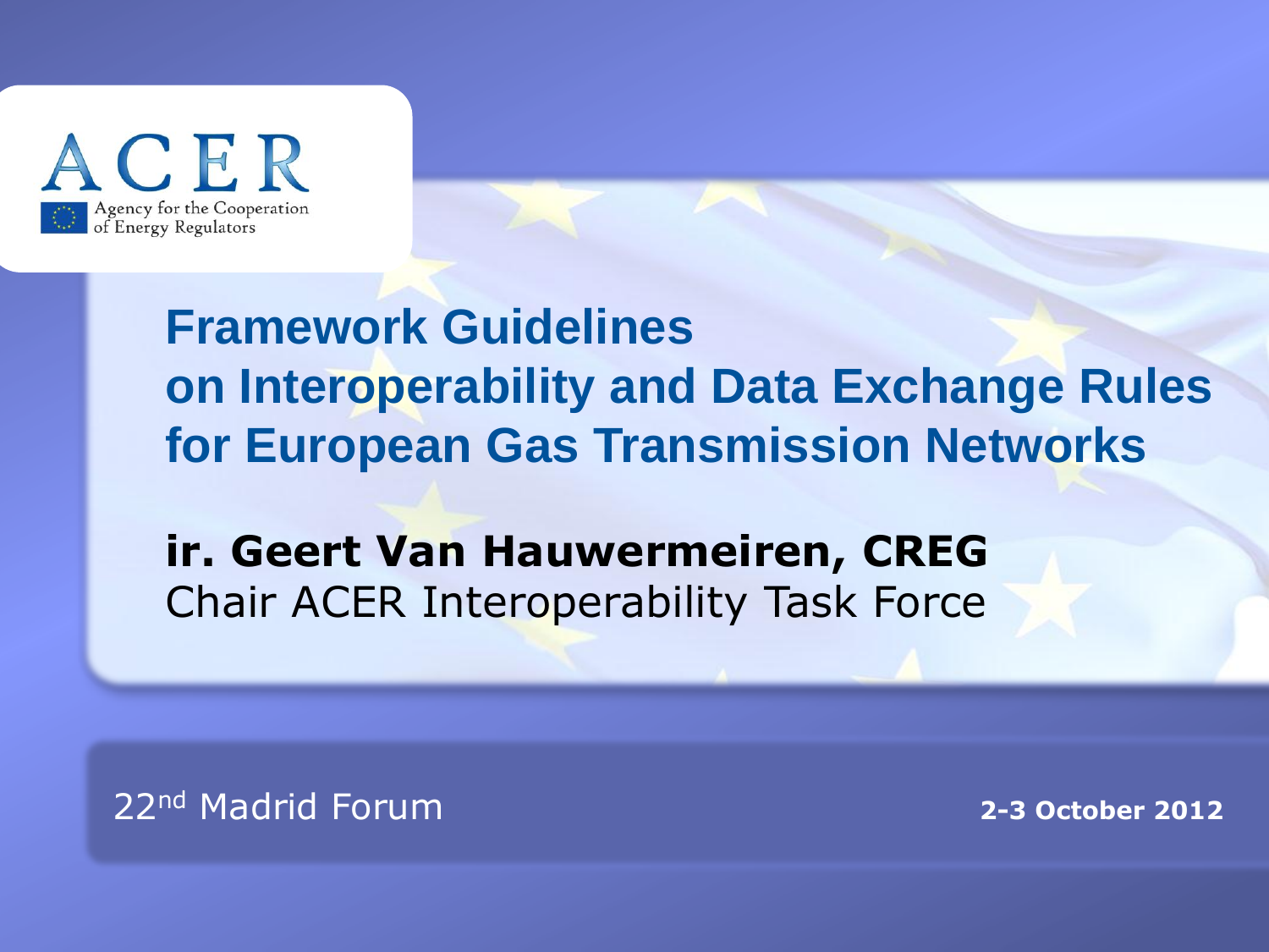ACER

Agency for the Cooperation of Energy Regulators

# Framework Guidelines on Interoperability and Data Exchange Rules for European Gas Transmission Networks

**ir. Geert Van Hauwermeiren, CREG**

Chair ACER Interoperability Task Force

22nd Madrid Forum

**2-3 October 2012**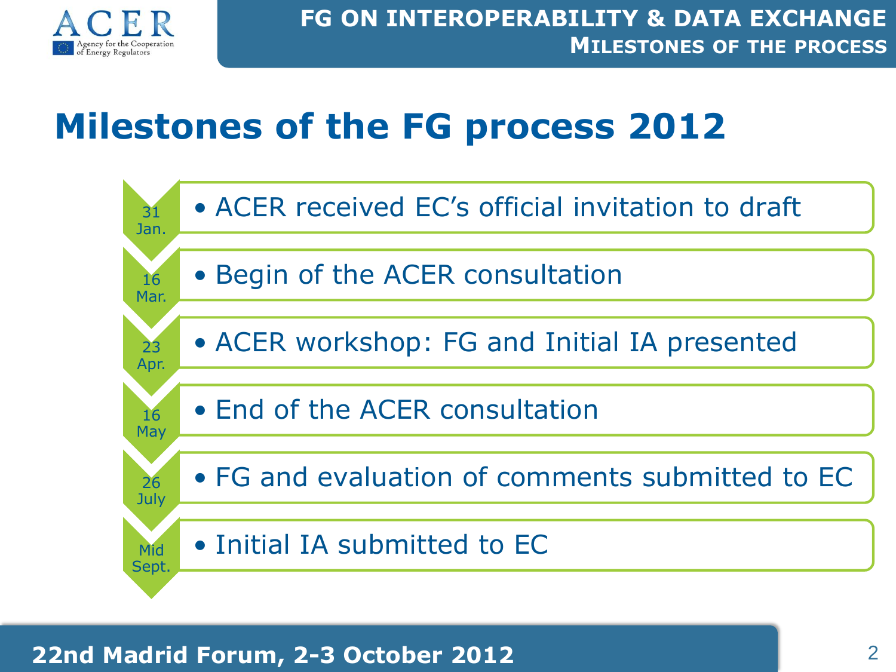# Milestones of the FG process 2012

| Date | Milestone |
| --- | --- |
| 31 Jan. | ACER received EC's official invitation to draft |
| 16 Mar. | Begin of the ACER consultation |
| 23 Apr. | ACER workshop: FG and Initial IA presented |
| 16 May | End of the ACER consultation |
| 26 July | FG and evaluation of comments submitted to EC |
| Mid Sept. | Initial IA submitted to EC |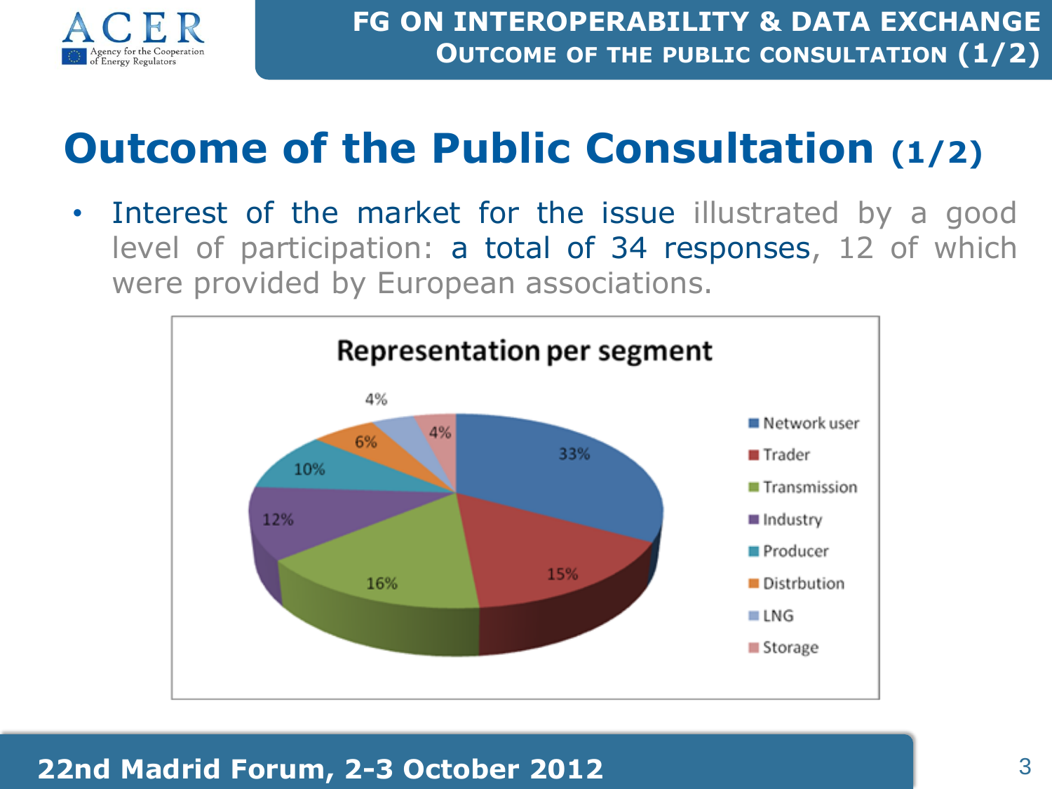# Outcome of the Public Consultation (1/2)

- Interest of the market for the issue illustrated by a good level of participation: a total of 34 responses, 12 of which were provided by European associations.

**Representation per segment**

| Segment | Share |
|---|---|
| Network user | 33% |
| Trader | 15% |
| Transmission | 16% |
| Industry | 12% |
| Producer | 10% |
| Distrbution | 6% |
| LNG | 4% |
| Storage | 4% |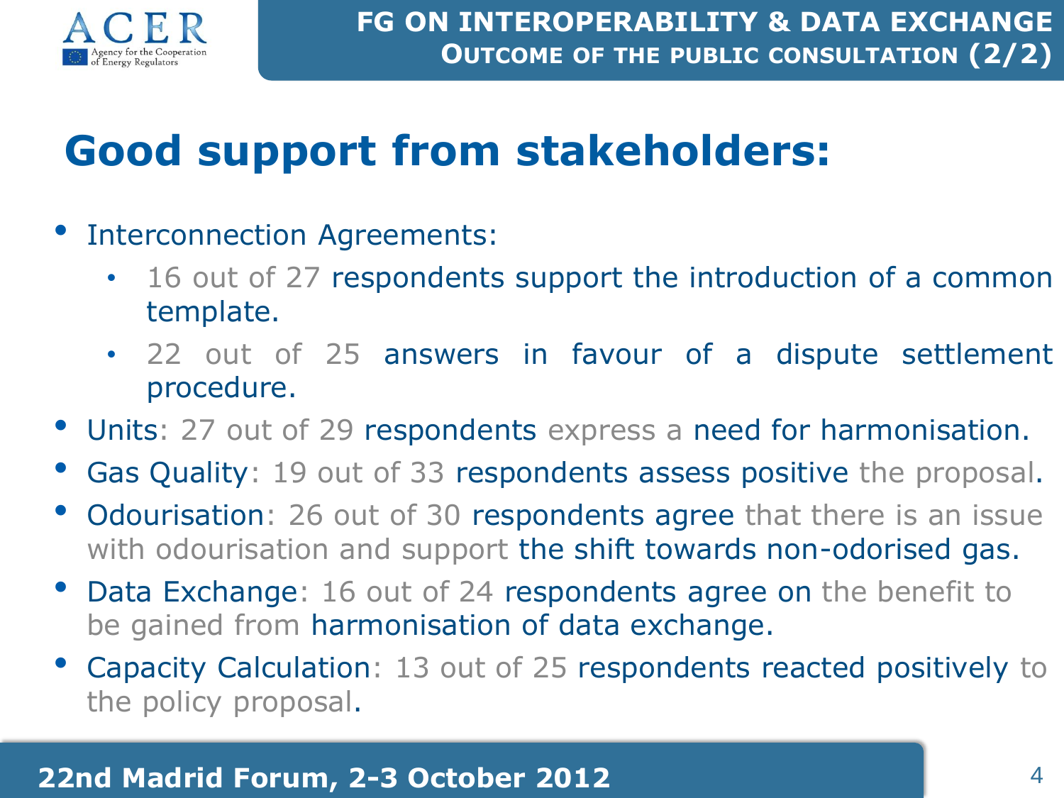## FG ON INTEROPERABILITY & DATA EXCHANGE
### OUTCOME OF THE PUBLIC CONSULTATION (2/2)

# Good support from stakeholders:

- Interconnection Agreements:
  - 16 out of 27 respondents support the introduction of a common template.
  - 22 out of 25 answers in favour of a dispute settlement procedure.
- Units: 27 out of 29 respondents express a need for harmonisation.
- Gas Quality: 19 out of 33 respondents assess positive the proposal.
- Odourisation: 26 out of 30 respondents agree that there is an issue with odourisation and support the shift towards non-odorised gas.
- Data Exchange: 16 out of 24 respondents agree on the benefit to be gained from harmonisation of data exchange.
- Capacity Calculation: 13 out of 25 respondents reacted positively to the policy proposal.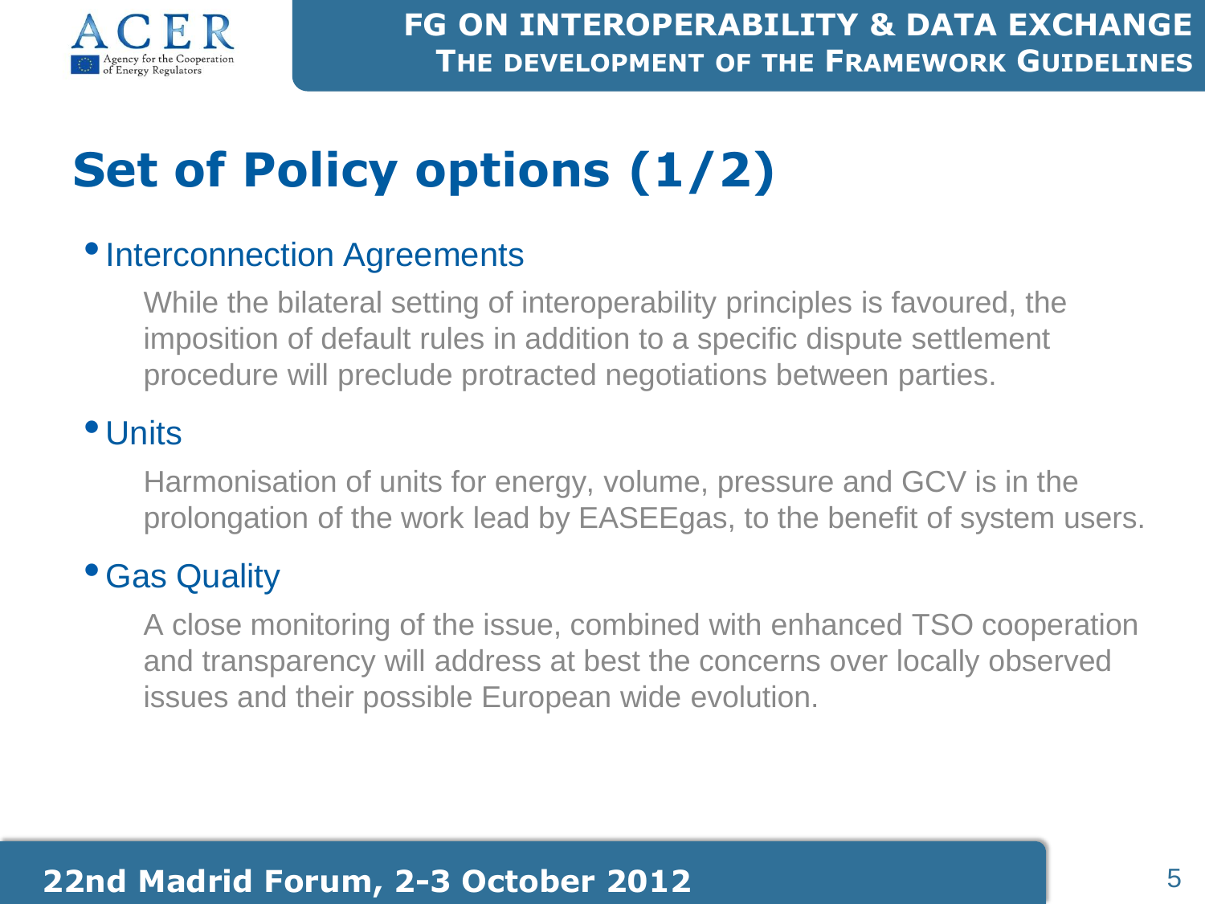# Set of Policy options (1/2)

- Interconnection Agreements

  While the bilateral setting of interoperability principles is favoured, the imposition of default rules in addition to a specific dispute settlement procedure will preclude protracted negotiations between parties.

- Units

  Harmonisation of units for energy, volume, pressure and GCV is in the prolongation of the work lead by EASEEgas, to the benefit of system users.

- Gas Quality

  A close monitoring of the issue, combined with enhanced TSO cooperation and transparency will address at best the concerns over locally observed issues and their possible European wide evolution.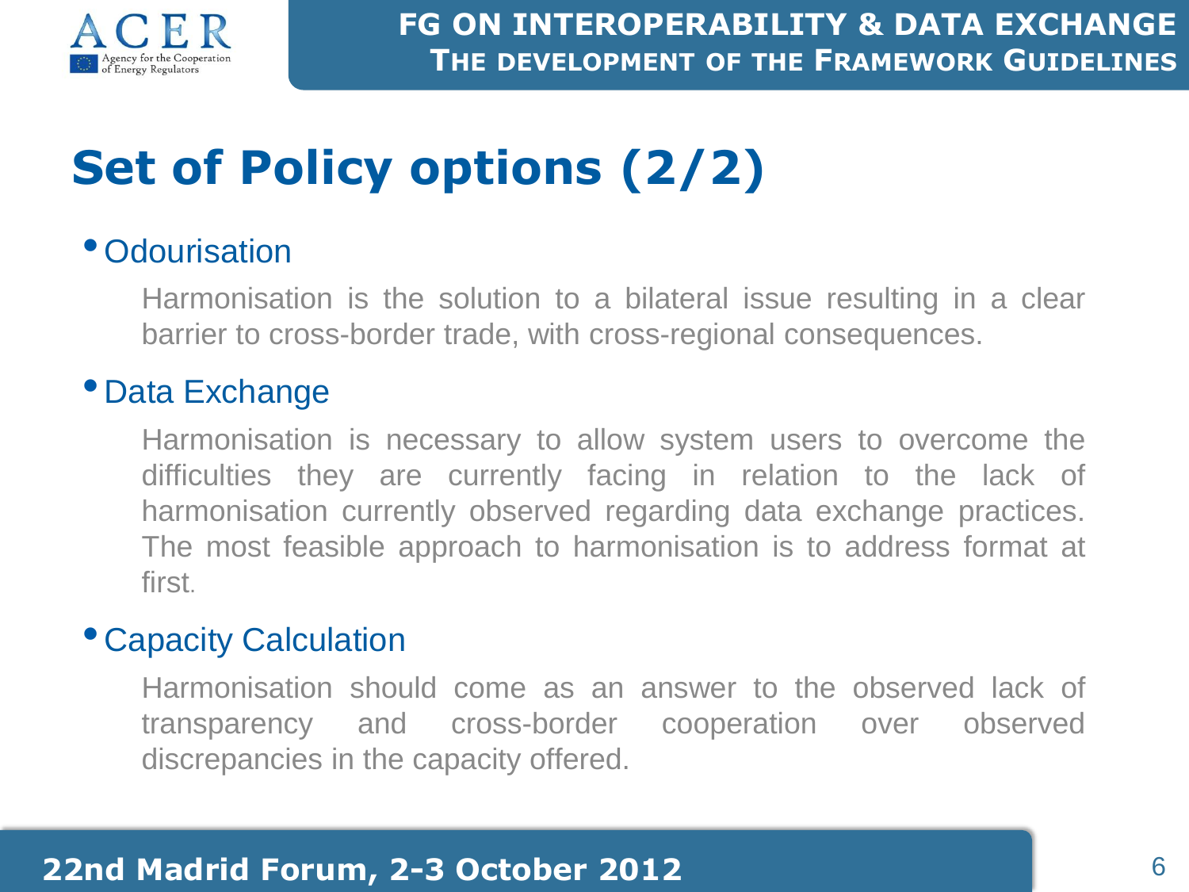# Set of Policy options (2/2)

- Odourisation

  Harmonisation is the solution to a bilateral issue resulting in a clear barrier to cross-border trade, with cross-regional consequences.

- Data Exchange

  Harmonisation is necessary to allow system users to overcome the difficulties they are currently facing in relation to the lack of harmonisation currently observed regarding data exchange practices. The most feasible approach to harmonisation is to address format at first.

- Capacity Calculation

  Harmonisation should come as an answer to the observed lack of transparency and cross-border cooperation over observed discrepancies in the capacity offered.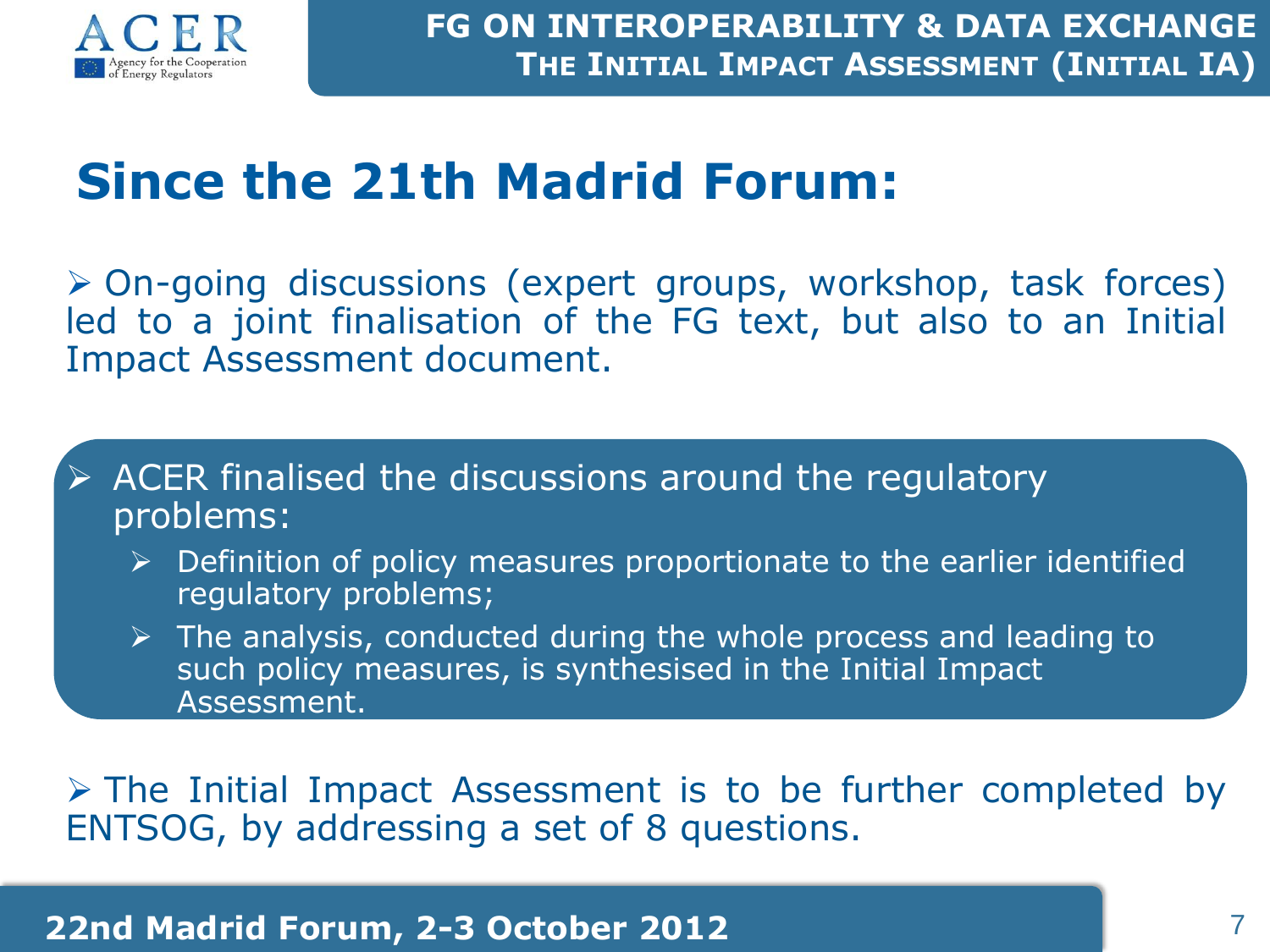# Since the 21th Madrid Forum:

- On-going discussions (expert groups, workshop, task forces) led to a joint finalisation of the FG text, but also to an Initial Impact Assessment document.

- ACER finalised the discussions around the regulatory problems:
  - Definition of policy measures proportionate to the earlier identified regulatory problems;
  - The analysis, conducted during the whole process and leading to such policy measures, is synthesised in the Initial Impact Assessment.

- The Initial Impact Assessment is to be further completed by ENTSOG, by addressing a set of 8 questions.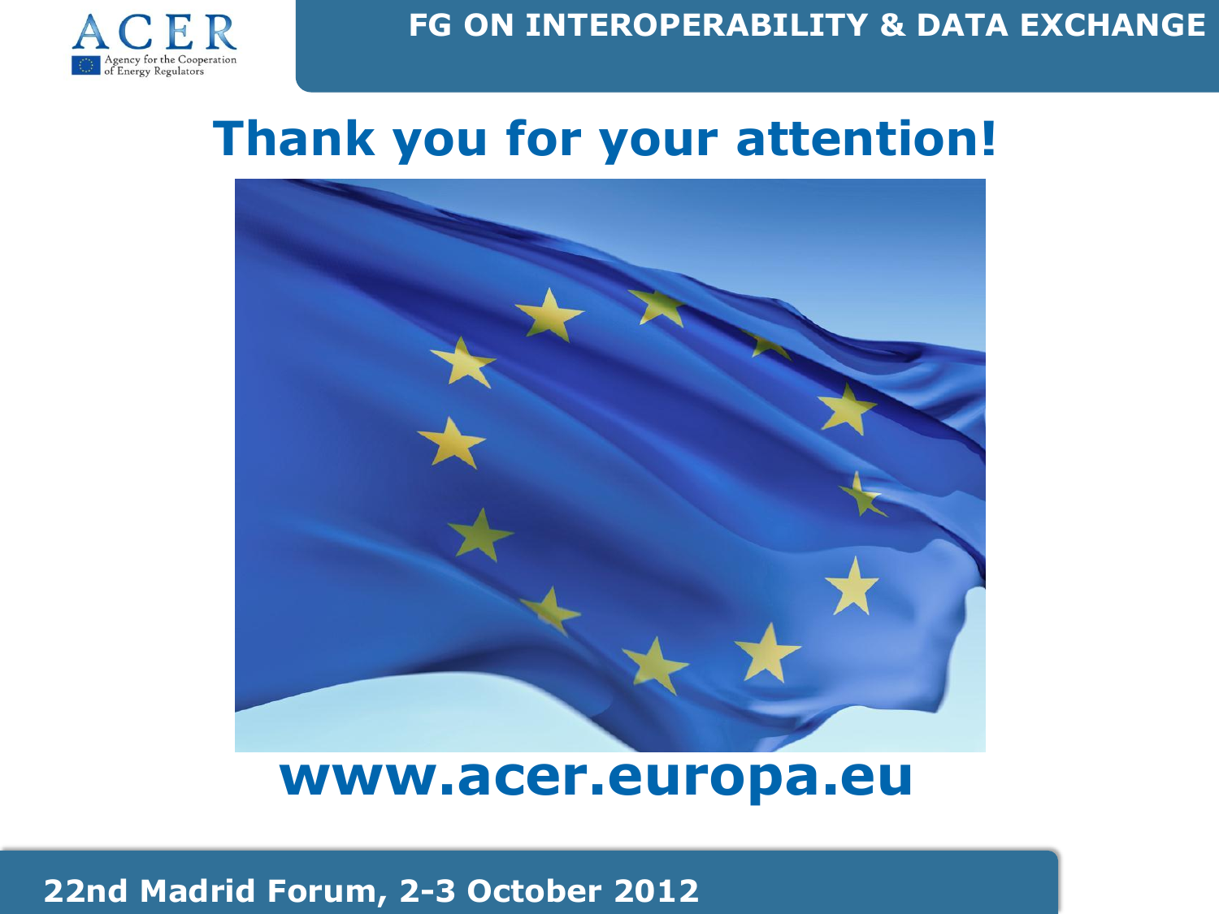# Thank you for your attention!

**www.acer.europa.eu**